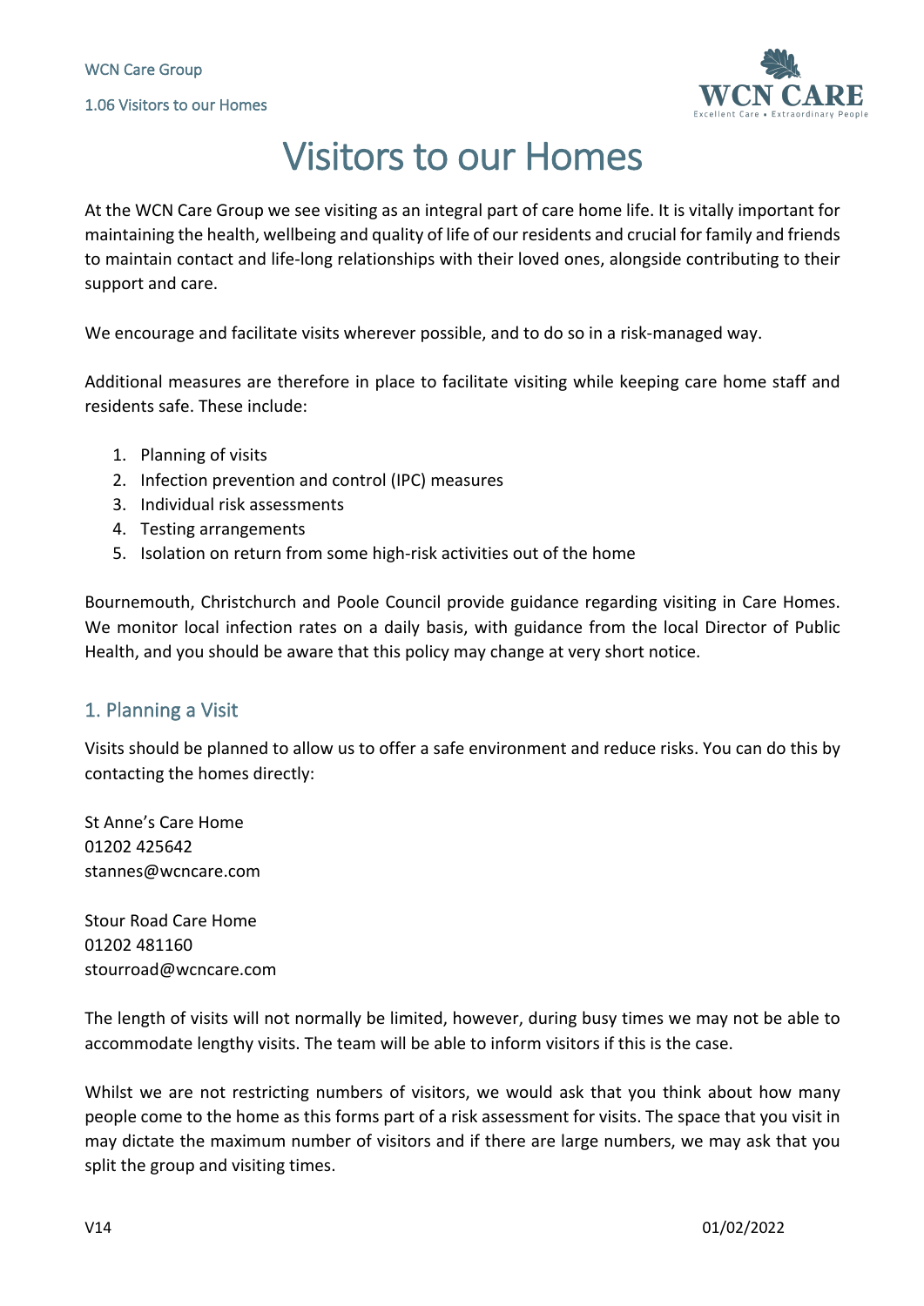# Visitors to our Homes

At the WCN Care Group we see visiting as an integral part of care home life. It is vitally important for maintaining the health, wellbeing and quality of life of our residents and crucial for family and friends to maintain contact and life-long relationships with their loved ones, alongside contributing to their support and care.

We encourage and facilitate visits wherever possible, and to do so in a risk-managed way.

Additional measures are therefore in place to facilitate visiting while keeping care home staff and residents safe. These include:

1. Planning of visits
2. Infection prevention and control (IPC) measures
3. Individual risk assessments
4. Testing arrangements
5. Isolation on return from some high-risk activities out of the home

Bournemouth, Christchurch and Poole Council provide guidance regarding visiting in Care Homes. We monitor local infection rates on a daily basis, with guidance from the local Director of Public Health, and you should be aware that this policy may change at very short notice.

## 1. Planning a Visit

Visits should be planned to allow us to offer a safe environment and reduce risks. You can do this by contacting the homes directly:

St Anne's Care Home
01202 425642
stannes@wcncare.com

Stour Road Care Home
01202 481160
stourroad@wcncare.com

The length of visits will not normally be limited, however, during busy times we may not be able to accommodate lengthy visits. The team will be able to inform visitors if this is the case.

Whilst we are not restricting numbers of visitors, we would ask that you think about how many people come to the home as this forms part of a risk assessment for visits. The space that you visit in may dictate the maximum number of visitors and if there are large numbers, we may ask that you split the group and visiting times.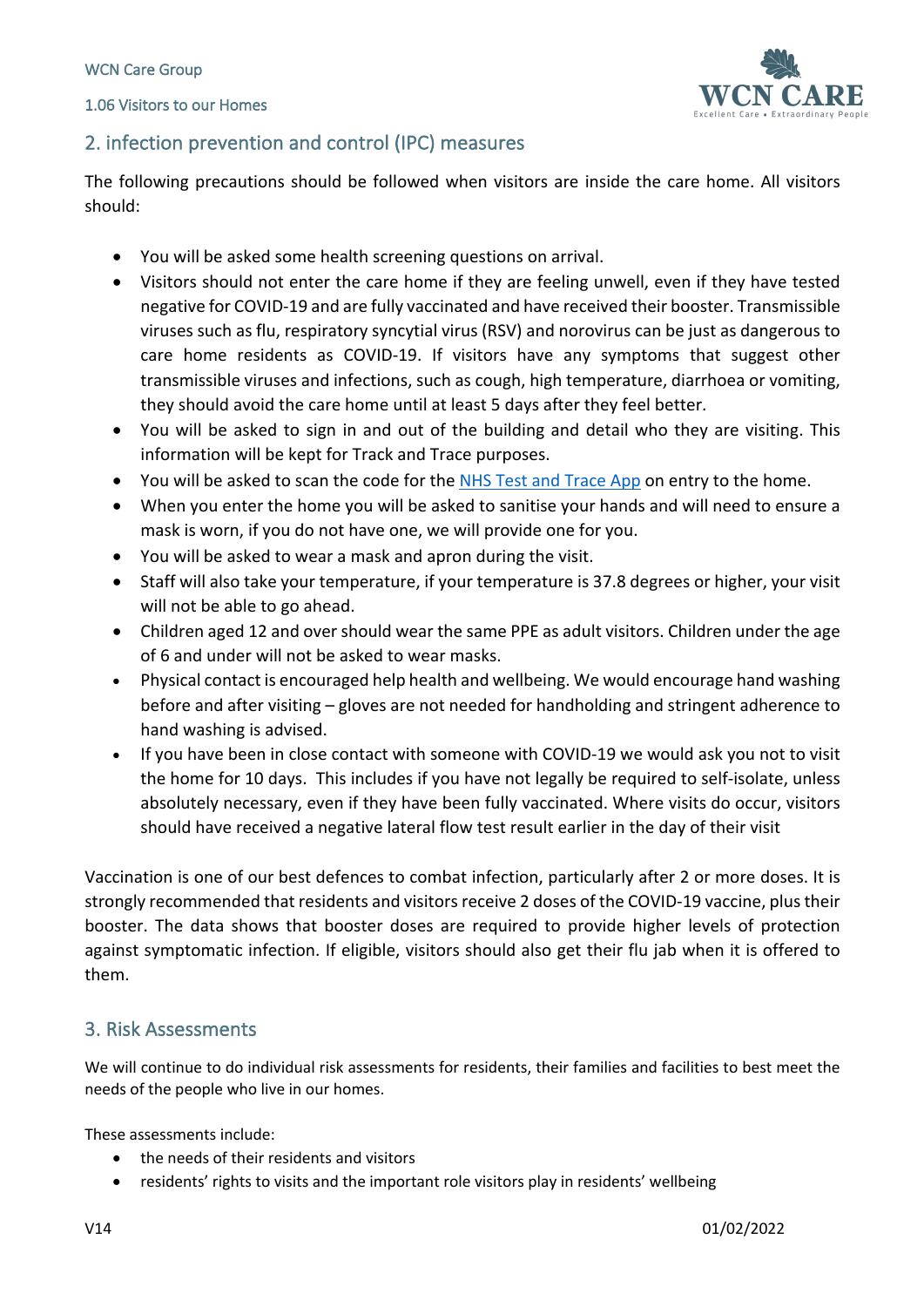## 2. infection prevention and control (IPC) measures

The following precautions should be followed when visitors are inside the care home. All visitors should:

- You will be asked some health screening questions on arrival.
- Visitors should not enter the care home if they are feeling unwell, even if they have tested negative for COVID-19 and are fully vaccinated and have received their booster. Transmissible viruses such as flu, respiratory syncytial virus (RSV) and norovirus can be just as dangerous to care home residents as COVID-19. If visitors have any symptoms that suggest other transmissible viruses and infections, such as cough, high temperature, diarrhoea or vomiting, they should avoid the care home until at least 5 days after they feel better.
- You will be asked to sign in and out of the building and detail who they are visiting. This information will be kept for Track and Trace purposes.
- You will be asked to scan the code for the NHS Test and Trace App on entry to the home.
- When you enter the home you will be asked to sanitise your hands and will need to ensure a mask is worn, if you do not have one, we will provide one for you.
- You will be asked to wear a mask and apron during the visit.
- Staff will also take your temperature, if your temperature is 37.8 degrees or higher, your visit will not be able to go ahead.
- Children aged 12 and over should wear the same PPE as adult visitors. Children under the age of 6 and under will not be asked to wear masks.
- Physical contact is encouraged help health and wellbeing. We would encourage hand washing before and after visiting – gloves are not needed for handholding and stringent adherence to hand washing is advised.
- If you have been in close contact with someone with COVID-19 we would ask you not to visit the home for 10 days. This includes if you have not legally be required to self-isolate, unless absolutely necessary, even if they have been fully vaccinated. Where visits do occur, visitors should have received a negative lateral flow test result earlier in the day of their visit

Vaccination is one of our best defences to combat infection, particularly after 2 or more doses. It is strongly recommended that residents and visitors receive 2 doses of the COVID-19 vaccine, plus their booster. The data shows that booster doses are required to provide higher levels of protection against symptomatic infection. If eligible, visitors should also get their flu jab when it is offered to them.

## 3. Risk Assessments

We will continue to do individual risk assessments for residents, their families and facilities to best meet the needs of the people who live in our homes.

These assessments include:

- the needs of their residents and visitors
- residents' rights to visits and the important role visitors play in residents' wellbeing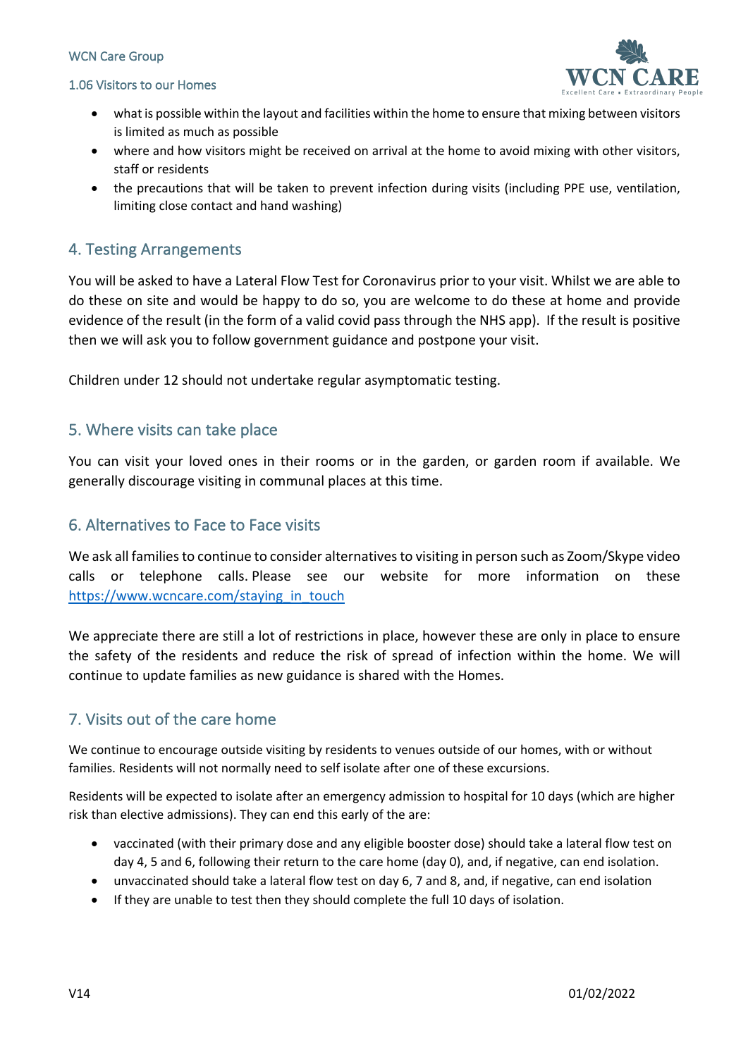- what is possible within the layout and facilities within the home to ensure that mixing between visitors is limited as much as possible
- where and how visitors might be received on arrival at the home to avoid mixing with other visitors, staff or residents
- the precautions that will be taken to prevent infection during visits (including PPE use, ventilation, limiting close contact and hand washing)

## 4. Testing Arrangements

You will be asked to have a Lateral Flow Test for Coronavirus prior to your visit. Whilst we are able to do these on site and would be happy to do so, you are welcome to do these at home and provide evidence of the result (in the form of a valid covid pass through the NHS app). If the result is positive then we will ask you to follow government guidance and postpone your visit.

Children under 12 should not undertake regular asymptomatic testing.

## 5. Where visits can take place

You can visit your loved ones in their rooms or in the garden, or garden room if available. We generally discourage visiting in communal places at this time.

## 6. Alternatives to Face to Face visits

We ask all families to continue to consider alternatives to visiting in person such as Zoom/Skype video calls or telephone calls. Please see our website for more information on these [https://www.wcncare.com/staying_in_touch](https://www.wcncare.com/staying_in_touch)

We appreciate there are still a lot of restrictions in place, however these are only in place to ensure the safety of the residents and reduce the risk of spread of infection within the home. We will continue to update families as new guidance is shared with the Homes.

## 7. Visits out of the care home

We continue to encourage outside visiting by residents to venues outside of our homes, with or without families. Residents will not normally need to self isolate after one of these excursions.

Residents will be expected to isolate after an emergency admission to hospital for 10 days (which are higher risk than elective admissions). They can end this early of the are:

- vaccinated (with their primary dose and any eligible booster dose) should take a lateral flow test on day 4, 5 and 6, following their return to the care home (day 0), and, if negative, can end isolation.
- unvaccinated should take a lateral flow test on day 6, 7 and 8, and, if negative, can end isolation
- If they are unable to test then they should complete the full 10 days of isolation.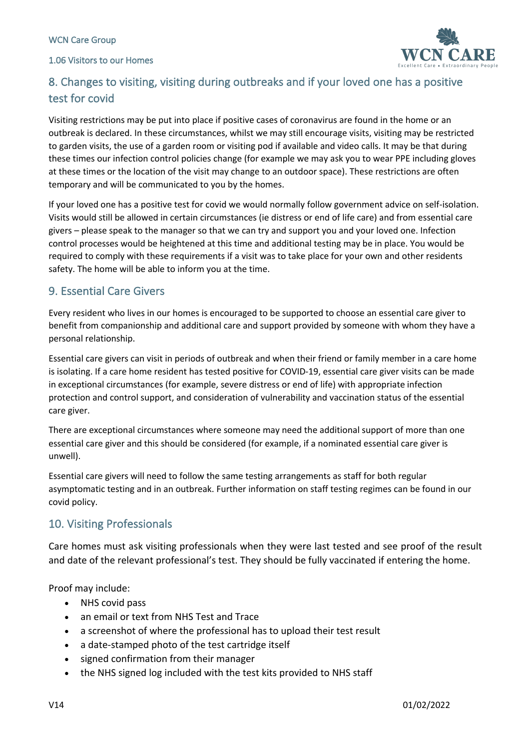## 8. Changes to visiting, visiting during outbreaks and if your loved one has a positive test for covid

Visiting restrictions may be put into place if positive cases of coronavirus are found in the home or an outbreak is declared. In these circumstances, whilst we may still encourage visits, visiting may be restricted to garden visits, the use of a garden room or visiting pod if available and video calls. It may be that during these times our infection control policies change (for example we may ask you to wear PPE including gloves at these times or the location of the visit may change to an outdoor space). These restrictions are often temporary and will be communicated to you by the homes.

If your loved one has a positive test for covid we would normally follow government advice on self-isolation. Visits would still be allowed in certain circumstances (ie distress or end of life care) and from essential care givers – please speak to the manager so that we can try and support you and your loved one. Infection control processes would be heightened at this time and additional testing may be in place. You would be required to comply with these requirements if a visit was to take place for your own and other residents safety. The home will be able to inform you at the time.

## 9. Essential Care Givers

Every resident who lives in our homes is encouraged to be supported to choose an essential care giver to benefit from companionship and additional care and support provided by someone with whom they have a personal relationship.

Essential care givers can visit in periods of outbreak and when their friend or family member in a care home is isolating. If a care home resident has tested positive for COVID-19, essential care giver visits can be made in exceptional circumstances (for example, severe distress or end of life) with appropriate infection protection and control support, and consideration of vulnerability and vaccination status of the essential care giver.

There are exceptional circumstances where someone may need the additional support of more than one essential care giver and this should be considered (for example, if a nominated essential care giver is unwell).

Essential care givers will need to follow the same testing arrangements as staff for both regular asymptomatic testing and in an outbreak. Further information on staff testing regimes can be found in our covid policy.

## 10. Visiting Professionals

Care homes must ask visiting professionals when they were last tested and see proof of the result and date of the relevant professional's test. They should be fully vaccinated if entering the home.

Proof may include:

- NHS covid pass
- an email or text from NHS Test and Trace
- a screenshot of where the professional has to upload their test result
- a date-stamped photo of the test cartridge itself
- signed confirmation from their manager
- the NHS signed log included with the test kits provided to NHS staff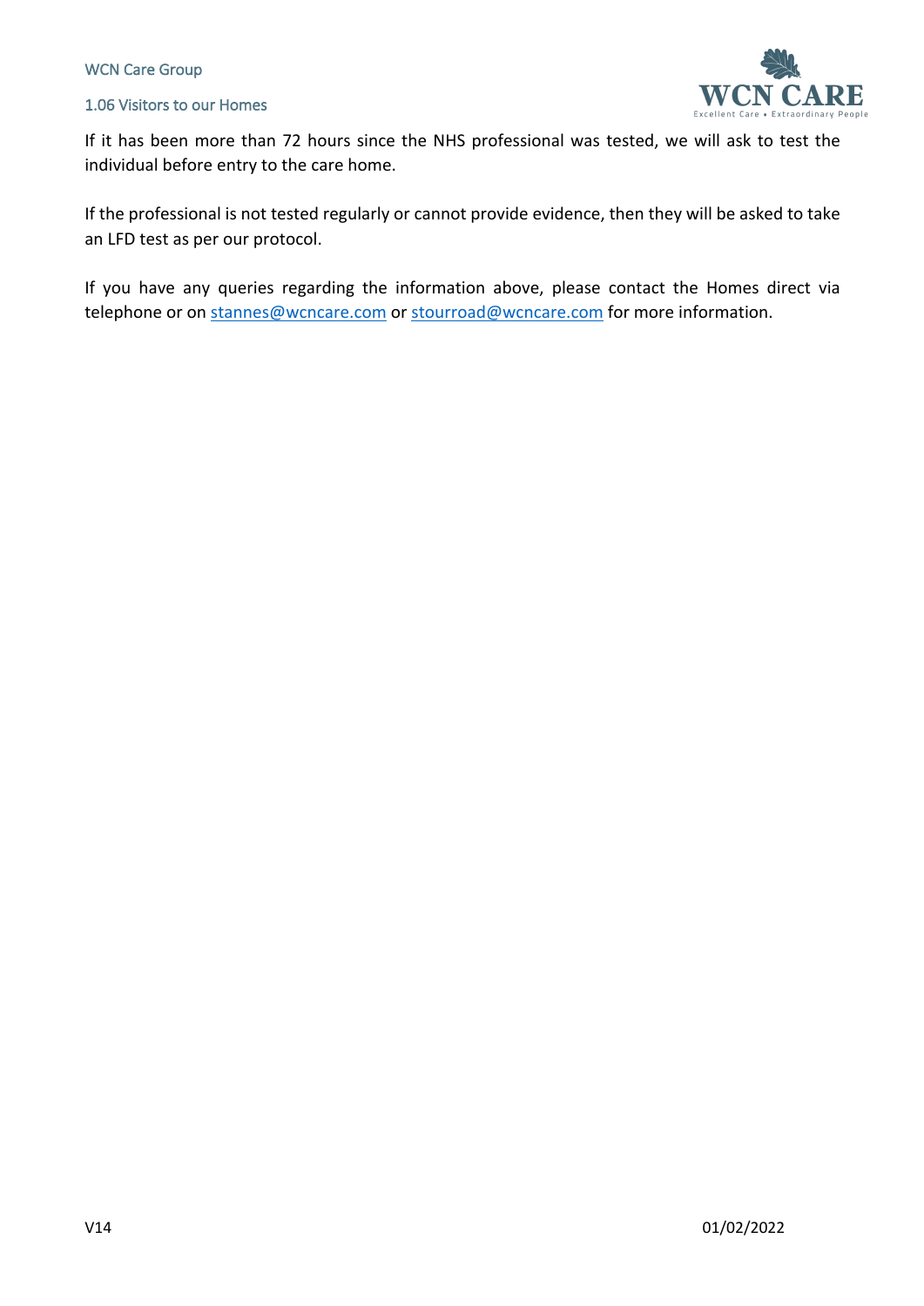If it has been more than 72 hours since the NHS professional was tested, we will ask to test the individual before entry to the care home.

If the professional is not tested regularly or cannot provide evidence, then they will be asked to take an LFD test as per our protocol.

If you have any queries regarding the information above, please contact the Homes direct via telephone or on stannes@wcncare.com or stourroad@wcncare.com for more information.